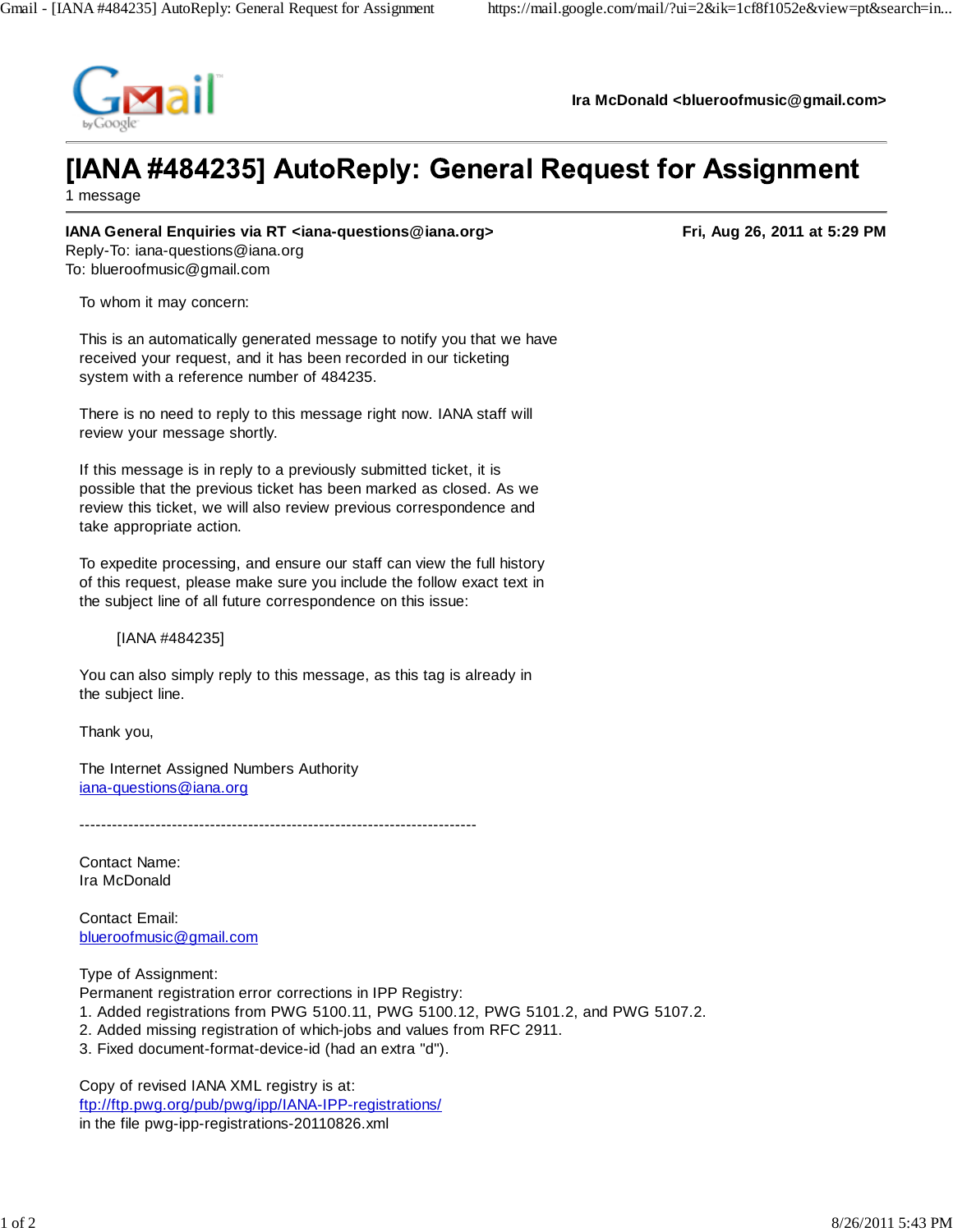Ira McDonald <blueroofmusic@gmail.com>

# [IANA #484235] AutoReply: General Request for Assignment

1 message

**IANA General Enquiries via RT <iana-questions@iana.org>** **Fri, Aug 26, 2011 at 5:29 PM**
Reply-To: iana-questions@iana.org
To: blueroofmusic@gmail.com

To whom it may concern:

This is an automatically generated message to notify you that we have received your request, and it has been recorded in our ticketing system with a reference number of 484235.

There is no need to reply to this message right now. IANA staff will review your message shortly.

If this message is in reply to a previously submitted ticket, it is possible that the previous ticket has been marked as closed. As we review this ticket, we will also review previous correspondence and take appropriate action.

To expedite processing, and ensure our staff can view the full history of this request, please make sure you include the follow exact text in the subject line of all future correspondence on this issue:

[IANA #484235]

You can also simply reply to this message, as this tag is already in the subject line.

Thank you,

The Internet Assigned Numbers Authority
iana-questions@iana.org

-------------------------------------------------------------------------

Contact Name:
Ira McDonald

Contact Email:
blueroofmusic@gmail.com

Type of Assignment:
Permanent registration error corrections in IPP Registry:
1. Added registrations from PWG 5100.11, PWG 5100.12, PWG 5101.2, and PWG 5107.2.
2. Added missing registration of which-jobs and values from RFC 2911.
3. Fixed document-format-device-id (had an extra "d").

Copy of revised IANA XML registry is at:
ftp://ftp.pwg.org/pub/pwg/ipp/IANA-IPP-registrations/
in the file pwg-ipp-registrations-20110826.xml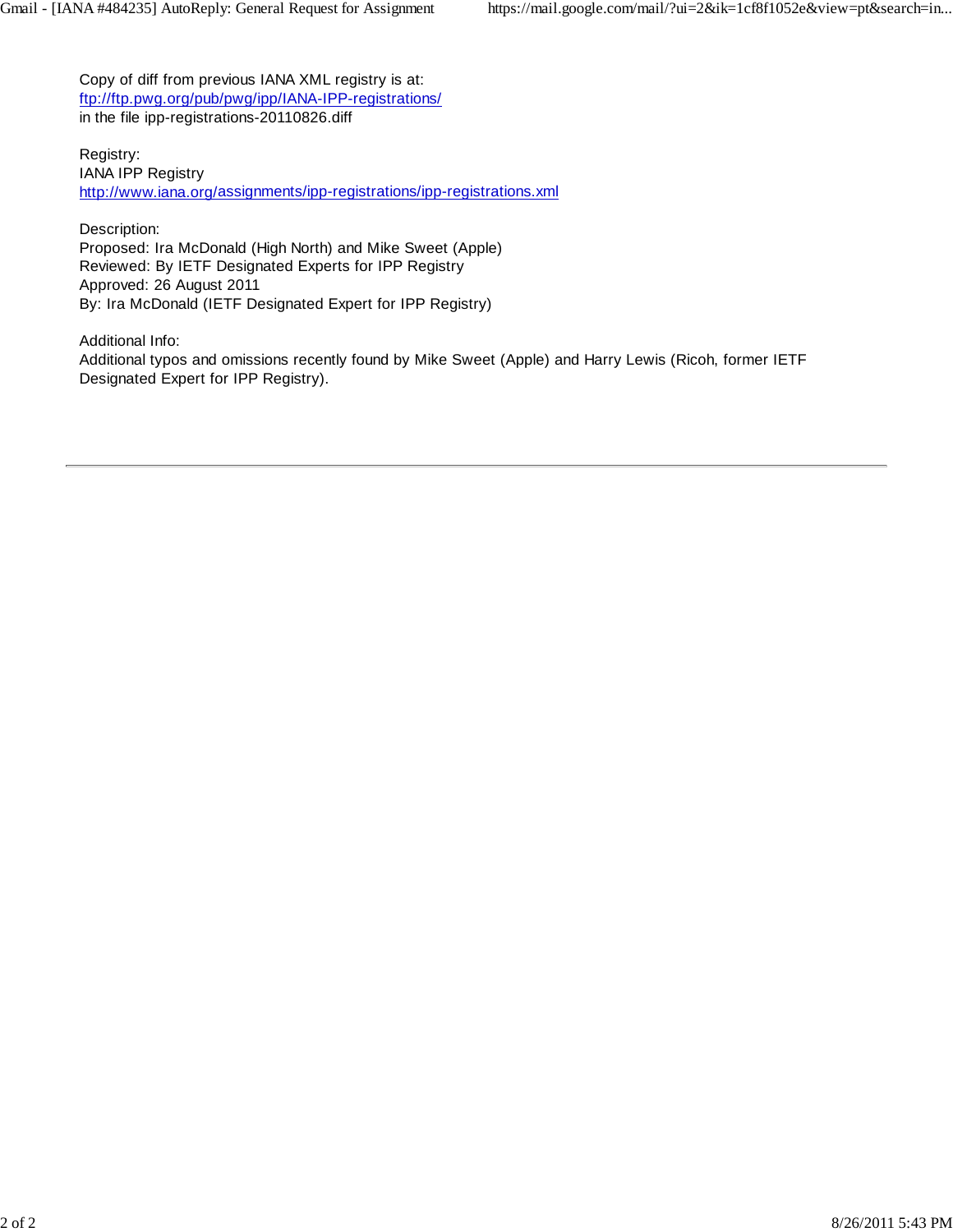Copy of diff from previous IANA XML registry is at:
ftp://ftp.pwg.org/pub/pwg/ipp/IANA-IPP-registrations/
in the file ipp-registrations-20110826.diff

Registry:
IANA IPP Registry
http://www.iana.org/assignments/ipp-registrations/ipp-registrations.xml

Description:
Proposed: Ira McDonald (High North) and Mike Sweet (Apple)
Reviewed: By IETF Designated Experts for IPP Registry
Approved: 26 August 2011
By: Ira McDonald (IETF Designated Expert for IPP Registry)

Additional Info:
Additional typos and omissions recently found by Mike Sweet (Apple) and Harry Lewis (Ricoh, former IETF Designated Expert for IPP Registry).

---